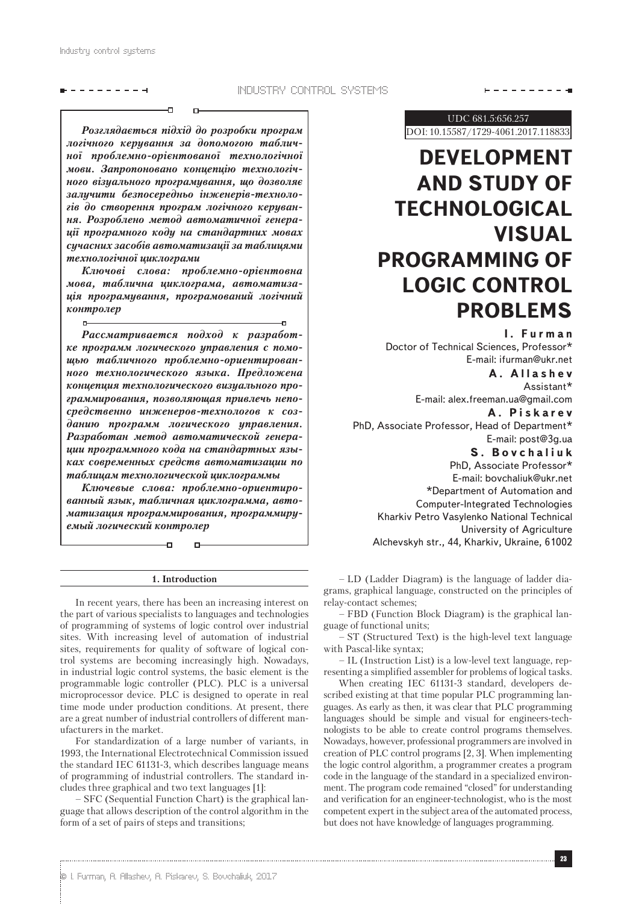UDC 681.5:656.257

DOI: 10.15587/1729-4061.2017.118833

# DEVELOPMENT AND STUDY OF TECHNOLOGICAL VISUAL PROGRAMMING OF LOGIC CONTROL PROBLEMS

**I. Furman**
Doctor of Technical Sciences, Professor*
E-mail: ifurman@ukr.net

**A. Allashev**
Assistant*
E-mail: alex.freeman.ua@gmail.com

**A. Piskarev**
PhD, Associate Professor, Head of Department*
E-mail: post@3g.ua

**S. Bovchaliuk**
PhD, Associate Professor*
E-mail: bovchaliuk@ukr.net

*Department of Automation and Computer-Integrated Technologies
Kharkiv Petro Vasylenko National Technical University of Agriculture
Alchevskyh str., 44, Kharkiv, Ukraine, 61002

***Розглядається підхід до розробки програм логічного керування за допомогою табличної проблемно-орієнтованої технологічної мови. Запропоновано концепцію технологічного візуального програмування, що дозволяє залучити безпосередньо інженерів-технологів до створення програм логічного керування. Розроблено метод автоматичної генерації програмного коду на стандартних мовах сучасних засобів автоматизації за таблицями технологічної циклограми***

***Ключові слова: проблемно-орієнтовна мова, таблична циклограма, автоматизація програмування, програмований логічний контролер***

***Рассматривается подход к разработке программ логического управления с помощью табличного проблемно-ориентированного технологического языка. Предложена концепция технологического визуального программирования, позволяющая привлечь непосредственно инженеров-технологов к созданию программ логического управления. Разработан метод автоматической генерации программного кода на стандартных языках современных средств автоматизации по таблицам технологической циклограммы***

***Ключевые слова: проблемно-ориентированный язык, табличная циклограмма, автоматизация программирования, программируемый логический контроллер***

## 1. Introduction

In recent years, there has been an increasing interest on the part of various specialists to languages and technologies of programming of systems of logic control over industrial sites. With increasing level of automation of industrial sites, requirements for quality of software of logical control systems are becoming increasingly high. Nowadays, in industrial logic control systems, the basic element is the programmable logic controller (PLC). PLC is a universal microprocessor device. PLC is designed to operate in real time mode under production conditions. At present, there are a great number of industrial controllers of different manufacturers in the market.

For standardization of a large number of variants, in 1993, the International Electrotechnical Commission issued the standard IEC 61131-3, which describes language means of programming of industrial controllers. The standard includes three graphical and two text languages [1]:

– SFC (Sequential Function Chart) is the graphical language that allows description of the control algorithm in the form of a set of pairs of steps and transitions;

– LD (Ladder Diagram) is the language of ladder diagrams, graphical language, constructed on the principles of relay-contact schemes;

– FBD (Function Block Diagram) is the graphical language of functional units;

– ST (Structured Text) is the high-level text language with Pascal-like syntax;

– IL (Instruction List) is a low-level text language, representing a simplified assembler for problems of logical tasks.

When creating IEC 61131-3 standard, developers described existing at that time popular PLC programming languages. As early as then, it was clear that PLC programming languages should be simple and visual for engineers-technologists to be able to create control programs themselves. Nowadays, however, professional programmers are involved in creation of PLC control programs [2, 3]. When implementing the logic control algorithm, a programmer creates a program code in the language of the standard in a specialized environment. The program code remained "closed" for understanding and verification for an engineer-technologist, who is the most competent expert in the subject area of the automated process, but does not have knowledge of languages programming.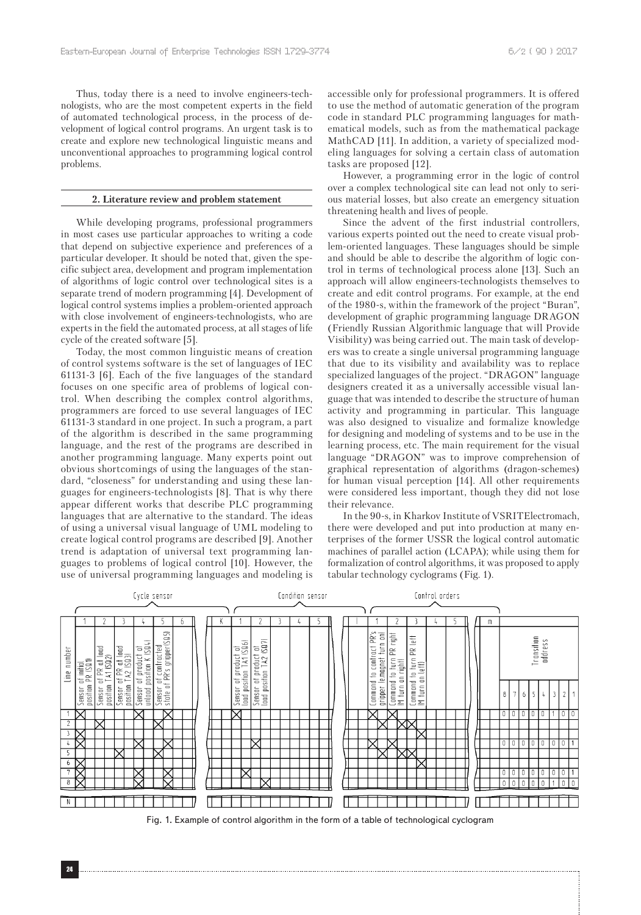Thus, today there is a need to involve engineers-technologists, who are the most competent experts in the field of automated technological process, in the process of development of logical control programs. An urgent task is to create and explore new technological linguistic means and unconventional approaches to programming logical control problems.

## 2. Literature review and problem statement

While developing programs, professional programmers in most cases use particular approaches to writing a code that depend on subjective experience and preferences of a particular developer. It should be noted that, given the specific subject area, development and program implementation of algorithms of logic control over technological sites is a separate trend of modern programming [4]. Development of logical control systems implies a problem-oriented approach with close involvement of engineers-technologists, who are experts in the field the automated process, at all stages of life cycle of the created software [5].

Today, the most common linguistic means of creation of control systems software is the set of languages of IEC 61131-3 [6]. Each of the five languages of the standard focuses on one specific area of problems of logical control. When describing the complex control algorithms, programmers are forced to use several languages of IEC 61131-3 standard in one project. In such a program, a part of the algorithm is described in the same programming language, and the rest of the programs are described in another programming language. Many experts point out obvious shortcomings of using the languages of the standard, "closeness" for understanding and using these languages for engineers-technologists [8]. That is why there appear different works that describe PLC programming languages that are alternative to the standard. The ideas of using a universal visual language of UML modeling to create logical control programs are described [9]. Another trend is adaptation of universal text programming languages to problems of logical control [10]. However, the use of universal programming languages and modeling is accessible only for professional programmers. It is offered to use the method of automatic generation of the program code in standard PLC programming languages for mathematical models, such as from the mathematical package MathCAD [11]. In addition, a variety of specialized modeling languages for solving a certain class of automation tasks are proposed [12].

However, a programming error in the logic of control over a complex technological site can lead not only to serious material losses, but also create an emergency situation threatening health and lives of people.

Since the advent of the first industrial controllers, various experts pointed out the need to create visual problem-oriented languages. These languages should be simple and should be able to describe the algorithm of logic control in terms of technological process alone [13]. Such an approach will allow engineers-technologists themselves to create and edit control programs. For example, at the end of the 1980-s, within the framework of the project "Buran", development of graphic programming language DRAGON (Friendly Russian Algorithmic language that will Provide Visibility) was being carried out. The main task of developers was to create a single universal programming language that due to its visibility and availability was to replace specialized languages of the project. "DRAGON" language designers created it as a universally accessible visual language that was intended to describe the structure of human activity and programming in particular. This language was also designed to visualize and formalize knowledge for designing and modeling of systems and to be use in the learning process, etc. The main requirement for the visual language "DRAGON" was to improve comprehension of graphical representation of algorithms (dragon-schemes) for human visual perception [14]. All other requirements were considered less important, though they did not lose their relevance.

In the 90-s, in Kharkov Institute of VSRITElectromach, there were developed and put into production at many enterprises of the former USSR the logical control automatic machines of parallel action (LCAPA); while using them for formalization of control algorithms, it was proposed to apply tabular technology cyclograms (Fig. 1).

Fig. 1. Example of control algorithm in the form of a table of technological cyclogram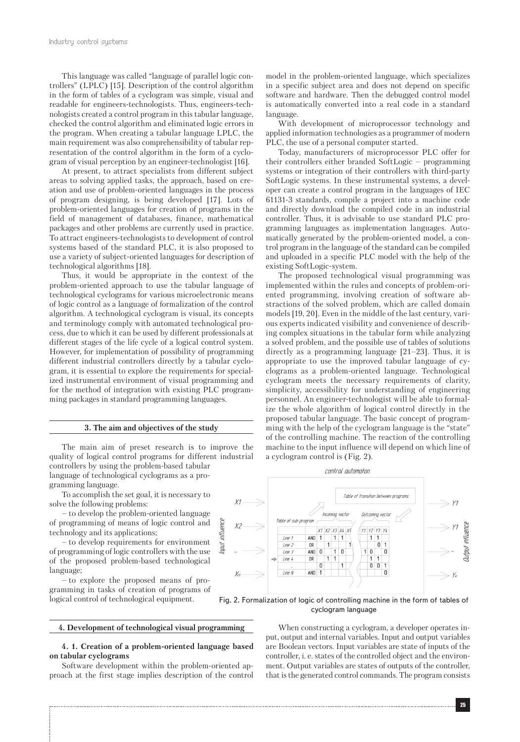This language was called "language of parallel logic controllers" (LPLC) [15]. Description of the control algorithm in the form of tables of a cyclogram was simple, visual and readable for engineers-technologists. Thus, engineers-technologists created a control program in this tabular language, checked the control algorithm and eliminated logic errors in the program. When creating a tabular language LPLC, the main requirement was also comprehensibility of tabular representation of the control algorithm in the form of a cyclogram of visual perception by an engineer-technologist [16].

At present, to attract specialists from different subject areas to solving applied tasks, the approach, based on creation and use of problem-oriented languages in the process of program designing, is being developed [17]. Lots of problem-oriented languages for creation of programs in the field of management of databases, finance, mathematical packages and other problems are currently used in practice. To attract engineers-technologists to development of control systems based of the standard PLC, it is also proposed to use a variety of subject-oriented languages for description of technological algorithms [18].

Thus, it would be appropriate in the context of the problem-oriented approach to use the tabular language of technological cyclograms for various microelectronic means of logic control as a language of formalization of the control algorithm. A technological cyclogram is visual, its concepts and terminology comply with automated technological process, due to which it can be used by different professionals at different stages of the life cycle of a logical control system. However, for implementation of possibility of programming different industrial controllers directly by a tabular cyclogram, it is essential to explore the requirements for specialized instrumental environment of visual programming and for the method of integration with existing PLC programming packages in standard programming languages.

## 3. The aim and objectives of the study

The main aim of preset research is to improve the quality of logical control programs for different industrial controllers by using the problem-based tabular language of technological cyclograms as a programming language.

To accomplish the set goal, it is necessary to solve the following problems:

– to develop the problem-oriented language of programming of means of logic control and technology and its applications;

– to develop requirements for environment of programming of logic controllers with the use of the proposed problem-based technological language;

– to explore the proposed means of programming in tasks of creation of programs of logical control of technological equipment.

## 4. Development of technological visual programming

### 4. 1. Creation of a problem-oriented language based on tabular cyclograms

Software development within the problem-oriented approach at the first stage implies description of the control model in the problem-oriented language, which specializes in a specific subject area and does not depend on specific software and hardware. Then the debugged control model is automatically converted into a real code in a standard language.

With development of microprocessor technology and applied information technologies as a programmer of modern PLC, the use of a personal computer started.

Today, manufacturers of microprocessor PLC offer for their controllers either branded SoftLogic – programming systems or integration of their controllers with third-party SoftLogic systems. In these instrumental systems, a developer can create a control program in the languages of IEC 61131-3 standards, compile a project into a machine code and directly download the compiled code in an industrial controller. Thus, it is advisable to use standard PLC programming languages as implementation languages. Automatically generated by the problem-oriented model, a control program in the language of the standard can be compiled and uploaded in a specific PLC model with the help of the existing SoftLogic-system.

The proposed technological visual programming was implemented within the rules and concepts of problem-oriented programming, involving creation of software abstractions of the solved problem, which are called domain models [19, 20]. Even in the middle of the last century, various experts indicated visibility and convenience of describing complex situations in the tabular form while analyzing a solved problem, and the possible use of tables of solutions directly as a programming language [21–23]. Thus, it is appropriate to use the improved tabular language of cyclograms as a problem-oriented language. Technological cyclogram meets the necessary requirements of clarity, simplicity, accessibility for understanding of engineering personnel. An engineer-technologist will be able to formalize the whole algorithm of logical control directly in the proposed tabular language. The basic concept of programming with the help of the cyclogram language is the "state" of the controlling machine. The reaction of the controlling machine to the input influence will depend on which line of a cyclogram control is (Fig. 2).

Fig. 2. Formalization of logic of controlling machine in the form of tables of cyclogram language

When constructing a cyclogram, a developer operates input, output and internal variables. Input and output variables are Boolean vectors. Input variables are state of inputs of the controller, i. e. states of the controlled object and the environment. Output variables are states of outputs of the controller, that is the generated control commands. The program consists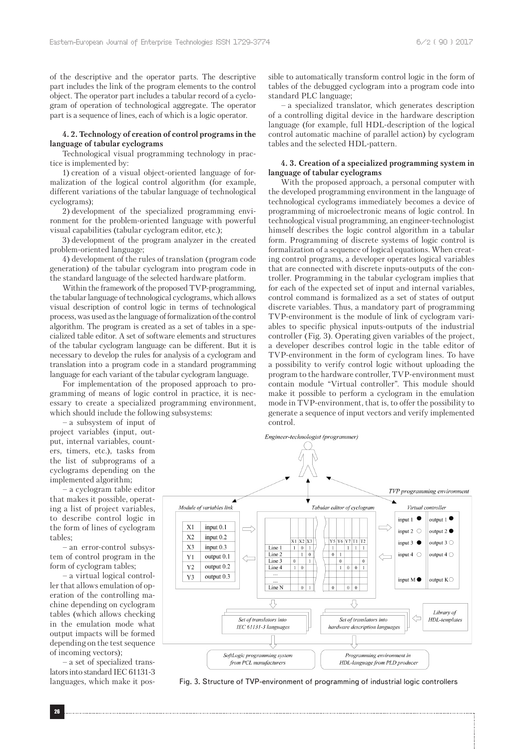of the descriptive and the operator parts. The descriptive part includes the link of the program elements to the control object. The operator part includes a tabular record of a cyclogram of operation of technological aggregate. The operator part is a sequence of lines, each of which is a logic operator.

### 4. 2. Technology of creation of control programs in the language of tabular cyclograms

Technological visual programming technology in practice is implemented by:

1) creation of a visual object-oriented language of formalization of the logical control algorithm (for example, different variations of the tabular language of technological cyclograms);

2) development of the specialized programming environment for the problem-oriented language with powerful visual capabilities (tabular cyclogram editor, etc.);

3) development of the program analyzer in the created problem-oriented language;

4) development of the rules of translation (program code generation) of the tabular cyclogram into program code in the standard language of the selected hardware platform.

Within the framework of the proposed TVP-programming, the tabular language of technological cyclograms, which allows visual description of control logic in terms of technological process, was used as the language of formalization of the control algorithm. The program is created as a set of tables in a specialized table editor. A set of software elements and structures of the tabular cyclogram language can be different. But it is necessary to develop the rules for analysis of a cyclogram and translation into a program code in a standard programming language for each variant of the tabular cyclogram language.

For implementation of the proposed approach to programming of means of logic control in practice, it is necessary to create a specialized programming environment, which should include the following subsystems:

– a subsystem of input of project variables (input, output, internal variables, counters, timers, etc.), tasks from the list of subprograms of a cyclograms depending on the implemented algorithm;

– a cyclogram table editor that makes it possible, operating a list of project variables, to describe control logic in the form of lines of cyclogram tables;

– an error-control subsystem of control program in the form of cyclogram tables;

– a virtual logical controller that allows emulation of operation of the controlling machine depending on cyclogram tables (which allows checking in the emulation mode what output impacts will be formed depending on the test sequence of incoming vectors);

– a set of specialized translators into standard IEC 61131-3 languages, which make it possible to automatically transform control logic in the form of tables of the debugged cyclogram into a program code into standard PLC language;

– a specialized translator, which generates description of a controlling digital device in the hardware description language (for example, full HDL-description of the logical control automatic machine of parallel action) by cyclogram tables and the selected HDL-pattern.

### 4. 3. Creation of a specialized programming system in language of tabular cyclograms

With the proposed approach, a personal computer with the developed programming environment in the language of technological cyclograms immediately becomes a device of programming of microelectronic means of logic control. In technological visual programming, an engineer-technologist himself describes the logic control algorithm in a tabular form. Programming of discrete systems of logic control is formalization of a sequence of logical equations. When creating control programs, a developer operates logical variables that are connected with discrete inputs-outputs of the controller. Programming in the tabular cyclogram implies that for each of the expected set of input and internal variables, control command is formalized as a set of states of output discrete variables. Thus, a mandatory part of programming TVP-environment is the module of link of cyclogram variables to specific physical inputs-outputs of the industrial controller (Fig. 3). Operating given variables of the project, a developer describes control logic in the table editor of TVP-environment in the form of cyclogram lines. To have a possibility to verify control logic without uploading the program to the hardware controller, TVP-environment must contain module "Virtual controller". This module should make it possible to perform a cyclogram in the emulation mode in TVP-environment, that is, to offer the possibility to generate a sequence of input vectors and verify implemented control.

Fig. 3. Structure of TVP-environment of programming of industrial logic controllers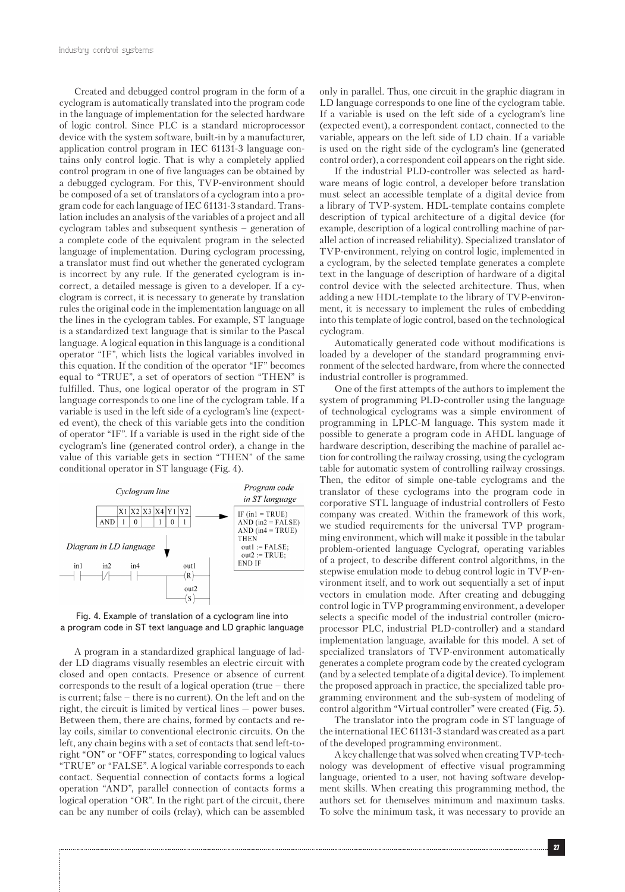Created and debugged control program in the form of a cyclogram is automatically translated into the program code in the language of implementation for the selected hardware of logic control. Since PLC is a standard microprocessor device with the system software, built-in by a manufacturer, application control program in IEC 61131-3 language contains only control logic. That is why a completely applied control program in one of five languages can be obtained by a debugged cyclogram. For this, TVP-environment should be composed of a set of translators of a cyclogram into a program code for each language of IEC 61131-3 standard. Translation includes an analysis of the variables of a project and all cyclogram tables and subsequent synthesis – generation of a complete code of the equivalent program in the selected language of implementation. During cyclogram processing, a translator must find out whether the generated cyclogram is incorrect by any rule. If the generated cyclogram is incorrect, a detailed message is given to a developer. If a cyclogram is correct, it is necessary to generate by translation rules the original code in the implementation language on all the lines in the cyclogram tables. For example, ST language is a standardized text language that is similar to the Pascal language. A logical equation in this language is a conditional operator "IF", which lists the logical variables involved in this equation. If the condition of the operator "IF" becomes equal to "TRUE", a set of operators of section "THEN" is fulfilled. Thus, one logical operator of the program in ST language corresponds to one line of the cyclogram table. If a variable is used in the left side of a cyclogram's line (expected event), the check of this variable gets into the condition of operator "IF". If a variable is used in the right side of the cyclogram's line (generated control order), a change in the value of this variable gets in section "THEN" of the same conditional operator in ST language (Fig. 4).

*Cyclogram line*

|  | X1 | X2 | X3 | X4 | Y1 | Y2 |
|---|---|---|---|---|---|---|
| AND | 1 | 0 |  | 1 | 0 | 1 |

*Program code in ST language*

```
IF (in1 = TRUE)
AND (in2 = FALSE)
AND (in4 = TRUE)
THEN
  out1 := FALSE;
  out2 := TRUE;
END IF
```

*Diagram in LD language*

Fig. 4. Example of translation of a cyclogram line into a program code in ST text language and LD graphic language

A program in a standardized graphical language of ladder LD diagrams visually resembles an electric circuit with closed and open contacts. Presence or absence of current corresponds to the result of a logical operation (true – there is current; false – there is no current). On the left and on the right, the circuit is limited by vertical lines — power buses. Between them, there are chains, formed by contacts and relay coils, similar to conventional electronic circuits. On the left, any chain begins with a set of contacts that send left-to-right "ON" or "OFF" states, corresponding to logical values "TRUE" or "FALSE". A logical variable corresponds to each contact. Sequential connection of contacts forms a logical operation "AND", parallel connection of contacts forms a logical operation "OR". In the right part of the circuit, there can be any number of coils (relay), which can be assembled only in parallel. Thus, one circuit in the graphic diagram in LD language corresponds to one line of the cyclogram table. If a variable is used on the left side of a cyclogram's line (expected event), a correspondent contact, connected to the variable, appears on the left side of LD chain. If a variable is used on the right side of the cyclogram's line (generated control order), a correspondent coil appears on the right side.

If the industrial PLD-controller was selected as hardware means of logic control, a developer before translation must select an accessible template of a digital device from a library of TVP-system. HDL-template contains complete description of typical architecture of a digital device (for example, description of a logical controlling machine of parallel action of increased reliability). Specialized translator of TVP-environment, relying on control logic, implemented in a cyclogram, by the selected template generates a complete text in the language of description of hardware of a digital control device with the selected architecture. Thus, when adding a new HDL-template to the library of TVP-environment, it is necessary to implement the rules of embedding into this template of logic control, based on the technological cyclogram.

Automatically generated code without modifications is loaded by a developer of the standard programming environment of the selected hardware, from where the connected industrial controller is programmed.

One of the first attempts of the authors to implement the system of programming PLD-controller using the language of technological cyclograms was a simple environment of programming in LPLC-M language. This system made it possible to generate a program code in AHDL language of hardware description, describing the machine of parallel action for controlling the railway crossing, using the cyclogram table for automatic system of controlling railway crossings. Then, the editor of simple one-table cyclograms and the translator of these cyclograms into the program code in corporative STL language of industrial controllers of Festo company was created. Within the framework of this work, we studied requirements for the universal TVP programming environment, which will make it possible in the tabular problem-oriented language Cyclograf, operating variables of a project, to describe different control algorithms, in the stepwise emulation mode to debug control logic in TVP-environment itself, and to work out sequentially a set of input vectors in emulation mode. After creating and debugging control logic in TVP programming environment, a developer selects a specific model of the industrial controller (microprocessor PLC, industrial PLD-controller) and a standard implementation language, available for this model. A set of specialized translators of TVP-environment automatically generates a complete program code by the created cyclogram (and by a selected template of a digital device). To implement the proposed approach in practice, the specialized table programming environment and the sub-system of modeling of control algorithm "Virtual controller" were created (Fig. 5).

The translator into the program code in ST language of the international IEC 61131-3 standard was created as a part of the developed programming environment.

A key challenge that was solved when creating TVP-technology was development of effective visual programming language, oriented to a user, not having software development skills. When creating this programming method, the authors set for themselves minimum and maximum tasks. To solve the minimum task, it was necessary to provide an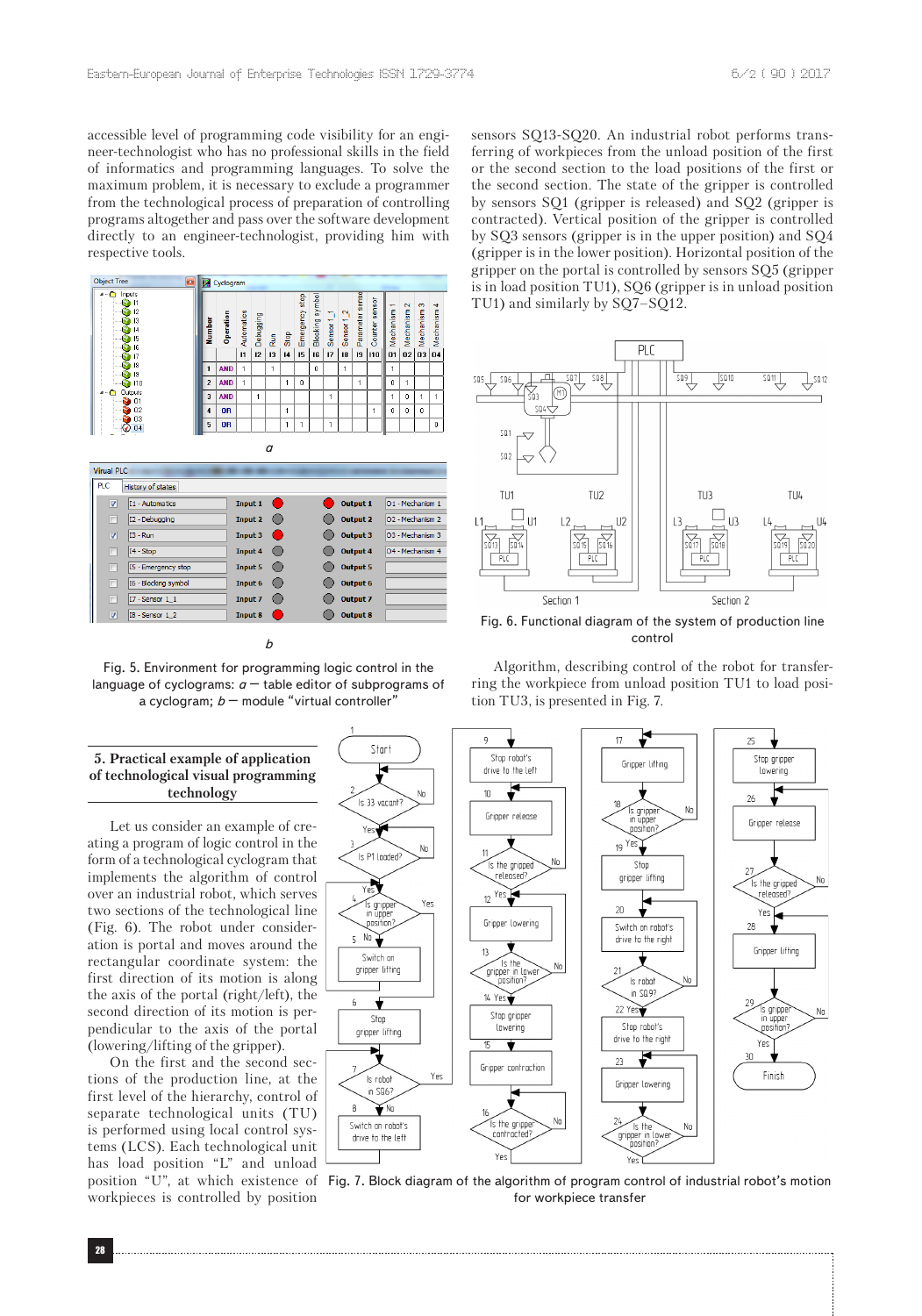accessible level of programming code visibility for an engineer-technologist who has no professional skills in the field of informatics and programming languages. To solve the maximum problem, it is necessary to exclude a programmer from the technological process of preparation of controlling programs altogether and pass over the software development directly to an engineer-technologist, providing him with respective tools.

Fig. 5. Environment for programming logic control in the language of cyclograms: *a* – table editor of subprograms of a cyclogram; *b* – module "virtual controller"

## 5. Practical example of application of technological visual programming technology

Let us consider an example of creating a program of logic control in the form of a technological cyclogram that implements the algorithm of control over an industrial robot, which serves two sections of the technological line (Fig. 6). The robot under consideration is portal and moves around the rectangular coordinate system: the first direction of its motion is along the axis of the portal (right/left), the second direction of its motion is perpendicular to the axis of the portal (lowering/lifting of the gripper).

On the first and the second sections of the production line, at the first level of the hierarchy, control of separate technological units (TU) is performed using local control systems (LCS). Each technological unit has load position "L" and unload position "U", at which existence of workpieces is controlled by position sensors SQ13-SQ20. An industrial robot performs transferring of workpieces from the unload position of the first or the second section to the load positions of the first or the second section. The state of the gripper is controlled by sensors SQ1 (gripper is released) and SQ2 (gripper is contracted). Vertical position of the gripper is controlled by SQ3 sensors (gripper is in the upper position) and SQ4 (gripper is in the lower position). Horizontal position of the gripper on the portal is controlled by sensors SQ5 (gripper is in load position TU1), SQ6 (gripper is in unload position TU1) and similarly by SQ7–SQ12.

Fig. 6. Functional diagram of the system of production line control

Algorithm, describing control of the robot for transferring the workpiece from unload position TU1 to load position TU3, is presented in Fig. 7.

Fig. 7. Block diagram of the algorithm of program control of industrial robot's motion for workpiece transfer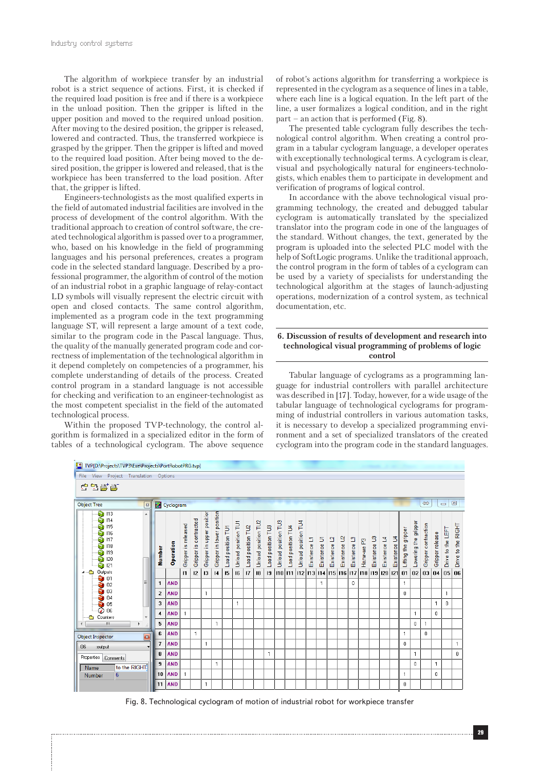The algorithm of workpiece transfer by an industrial robot is a strict sequence of actions. First, it is checked if the required load position is free and if there is a workpiece in the unload position. Then the gripper is lifted in the upper position and moved to the required unload position. After moving to the desired position, the gripper is released, lowered and contracted. Thus, the transferred workpiece is grasped by the gripper. Then the gripper is lifted and moved to the required load position. After being moved to the desired position, the gripper is lowered and released, that is the workpiece has been transferred to the load position. After that, the gripper is lifted.

Engineers-technologists as the most qualified experts in the field of automated industrial facilities are involved in the process of development of the control algorithm. With the traditional approach to creation of control software, the created technological algorithm is passed over to a programmer, who, based on his knowledge in the field of programming languages and his personal preferences, creates a program code in the selected standard language. Described by a professional programmer, the algorithm of control of the motion of an industrial robot in a graphic language of relay-contact LD symbols will visually represent the electric circuit with open and closed contacts. The same control algorithm, implemented as a program code in the text programming language ST, will represent a large amount of a text code, similar to the program code in the Pascal language. Thus, the quality of the manually generated program code and correctness of implementation of the technological algorithm in it depend completely on competencies of a programmer, his complete understanding of details of the process. Created control program in a standard language is not accessible for checking and verification to an engineer-technologist as the most competent specialist in the field of the automated technological process.

Within the proposed TVP-technology, the control algorithm is formalized in a specialized editor in the form of tables of a technological cyclogram. The above sequence of robot's actions algorithm for transferring a workpiece is represented in the cyclogram as a sequence of lines in a table, where each line is a logical equation. In the left part of the line, a user formalizes a logical condition, and in the right part – an action that is performed (Fig. 8).

The presented table cyclogram fully describes the technological control algorithm. When creating a control program in a tabular cyclogram language, a developer operates with exceptionally technological terms. A cyclogram is clear, visual and psychologically natural for engineers-technologists, which enables them to participate in development and verification of programs of logical control.

In accordance with the above technological visual programming technology, the created and debugged tabular cyclogram is automatically translated by the specialized translator into the program code in one of the languages of the standard. Without changes, the text, generated by the program is uploaded into the selected PLC model with the help of SoftLogic programs. Unlike the traditional approach, the control program in the form of tables of a cyclogram can be used by a variety of specialists for understanding the technological algorithm at the stages of launch-adjusting operations, modernization of a control system, as technical documentation, etc.

## 6. Discussion of results of development and research into technological visual programming of problems of logic control

Tabular language of cyclograms as a programming language for industrial controllers with parallel architecture was described in [17]. Today, however, for a wide usage of the tabular language of technological cyclograms for programming of industrial controllers in various automation tasks, it is necessary to develop a specialized programming environment and a set of specialized translators of the created cyclogram into the program code in the standard languages.

TVP[D:\Projects\TVP3\Exe\Projects\PortRobotPRG.tvp]

| Number | Operation | Gripper is released I1 | Gripper is contracted I2 | Gripper in upper position I3 | Gripper in lower position I4 | Load position TU1 I5 | Unload position TU1 I6 | Load position TU2 I7 | Unload position TU2 I8 | Load position TU3 I9 | Unload position TU3 I10 | Load position TU4 I11 | Unload position TU4 I12 | Existence L1 I13 | Existence U1 I14 | Existence L2 I15 | Existence U2 I16 | Existence L3 I17 | Наличие P3 I18 | Existence U3 I19 | Existence L4 I20 | Existence U4 I21 | Lifting the gripper 01 | Lowering the gripper 02 | Gripper contraction 03 | Gripper release 04 | Drive to the LEFT 05 | Drive to the RIGHT 06 |
|---|---|---|---|---|---|---|---|---|---|---|---|---|---|---|---|---|---|---|---|---|---|---|---|---|---|---|---|
| 1 | AND | | | | | | | | | | | | | | 1 | | | 0 | | | | | 1 | | | | | |
| 2 | AND | | | 1 | | | | | | | | | | | | | | | | | | | 0 | | | | 1 | |
| 3 | AND | | | | | | 1 | | | | | | | | | | | | | | | | | | | 1 | 0 | |
| 4 | AND | 1 | | | | | | | | | | | | | | | | | | | | | | 1 | | 0 | | |
| 5 | AND | | | | 1 | | | | | | | | | | | | | | | | | | | 0 | 1 | | | |
| 6 | AND | | 1 | | | | | | | | | | | | | | | | | | | | 1 | | 0 | | | |
| 7 | AND | | | 1 | | | | | | | | | | | | | | | | | | | 0 | | | | | 1 |
| 8 | AND | | | | | | | | | 1 | | | | | | | | | | | | | | 1 | | | | 0 |
| 9 | AND | | | | 1 | | | | | | | | | | | | | | | | | | | 0 | | 1 | | |
| 10 | AND | 1 | | | | | | | | | | | | | | | | | | | | | 1 | | | 0 | | |
| 11 | AND | | | 1 | | | | | | | | | | | | | | | | | | | 0 | | | | | |

Fig. 8. Technological cyclogram of motion of industrial robot for workpiece transfer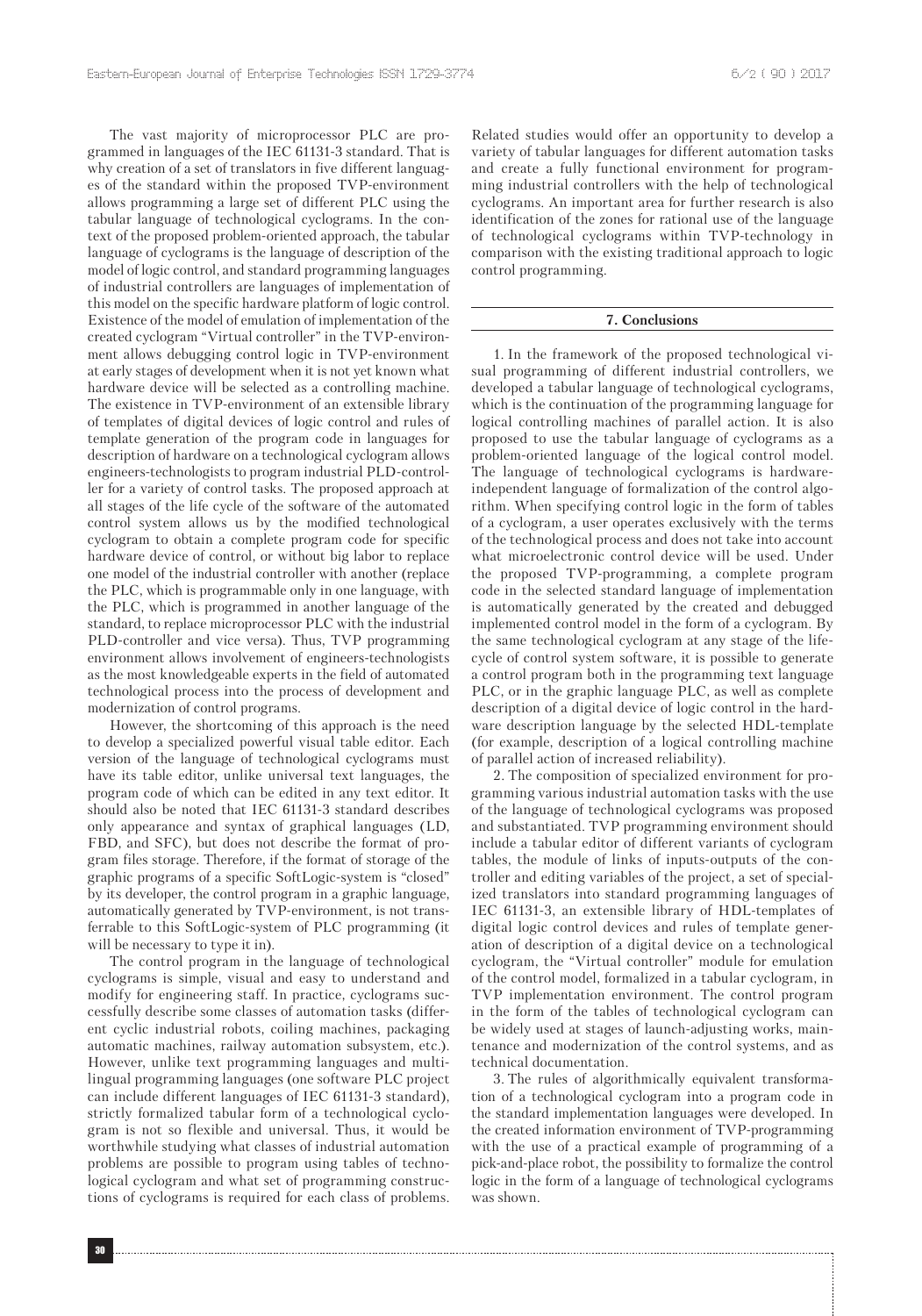The vast majority of microprocessor PLC are programmed in languages of the IEC 61131-3 standard. That is why creation of a set of translators in five different languages of the standard within the proposed TVP-environment allows programming a large set of different PLC using the tabular language of technological cyclograms. In the context of the proposed problem-oriented approach, the tabular language of cyclograms is the language of description of the model of logic control, and standard programming languages of industrial controllers are languages of implementation of this model on the specific hardware platform of logic control. Existence of the model of emulation of implementation of the created cyclogram "Virtual controller" in the TVP-environment allows debugging control logic in TVP-environment at early stages of development when it is not yet known what hardware device will be selected as a controlling machine. The existence in TVP-environment of an extensible library of templates of digital devices of logic control and rules of template generation of the program code in languages for description of hardware on a technological cyclogram allows engineers-technologists to program industrial PLD-controller for a variety of control tasks. The proposed approach at all stages of the life cycle of the software of the automated control system allows us by the modified technological cyclogram to obtain a complete program code for specific hardware device of control, or without big labor to replace one model of the industrial controller with another (replace the PLC, which is programmable only in one language, with the PLC, which is programmed in another language of the standard, to replace microprocessor PLC with the industrial PLD-controller and vice versa). Thus, TVP programming environment allows involvement of engineers-technologists as the most knowledgeable experts in the field of automated technological process into the process of development and modernization of control programs.

However, the shortcoming of this approach is the need to develop a specialized powerful visual table editor. Each version of the language of technological cyclograms must have its table editor, unlike universal text languages, the program code of which can be edited in any text editor. It should also be noted that IEC 61131-3 standard describes only appearance and syntax of graphical languages (LD, FBD, and SFC), but does not describe the format of program files storage. Therefore, if the format of storage of the graphic programs of a specific SoftLogic-system is "closed" by its developer, the control program in a graphic language, automatically generated by TVP-environment, is not transferrable to this SoftLogic-system of PLC programming (it will be necessary to type it in).

The control program in the language of technological cyclograms is simple, visual and easy to understand and modify for engineering staff. In practice, cyclograms successfully describe some classes of automation tasks (different cyclic industrial robots, coiling machines, packaging automatic machines, railway automation subsystem, etc.). However, unlike text programming languages and multilingual programming languages (one software PLC project can include different languages of IEC 61131-3 standard), strictly formalized tabular form of a technological cyclogram is not so flexible and universal. Thus, it would be worthwhile studying what classes of industrial automation problems are possible to program using tables of technological cyclogram and what set of programming constructions of cyclograms is required for each class of problems. Related studies would offer an opportunity to develop a variety of tabular languages for different automation tasks and create a fully functional environment for programming industrial controllers with the help of technological cyclograms. An important area for further research is also identification of the zones for rational use of the language of technological cyclograms within TVP-technology in comparison with the existing traditional approach to logic control programming.

## 7. Conclusions

1. In the framework of the proposed technological visual programming of different industrial controllers, we developed a tabular language of technological cyclograms, which is the continuation of the programming language for logical controlling machines of parallel action. It is also proposed to use the tabular language of cyclograms as a problem-oriented language of the logical control model. The language of technological cyclograms is hardware-independent language of formalization of the control algorithm. When specifying control logic in the form of tables of a cyclogram, a user operates exclusively with the terms of the technological process and does not take into account what microelectronic control device will be used. Under the proposed TVP-programming, a complete program code in the selected standard language of implementation is automatically generated by the created and debugged implemented control model in the form of a cyclogram. By the same technological cyclogram at any stage of the lifecycle of control system software, it is possible to generate a control program both in the programming text language PLC, or in the graphic language PLC, as well as complete description of a digital device of logic control in the hardware description language by the selected HDL-template (for example, description of a logical controlling machine of parallel action of increased reliability).

2. The composition of specialized environment for programming various industrial automation tasks with the use of the language of technological cyclograms was proposed and substantiated. TVP programming environment should include a tabular editor of different variants of cyclogram tables, the module of links of inputs-outputs of the controller and editing variables of the project, a set of specialized translators into standard programming languages of IEC 61131-3, an extensible library of HDL-templates of digital logic control devices and rules of template generation of description of a digital device on a technological cyclogram, the "Virtual controller" module for emulation of the control model, formalized in a tabular cyclogram, in TVP implementation environment. The control program in the form of the tables of technological cyclogram can be widely used at stages of launch-adjusting works, maintenance and modernization of the control systems, and as technical documentation.

3. The rules of algorithmically equivalent transformation of a technological cyclogram into a program code in the standard implementation languages were developed. In the created information environment of TVP-programming with the use of a practical example of programming of a pick-and-place robot, the possibility to formalize the control logic in the form of a language of technological cyclograms was shown.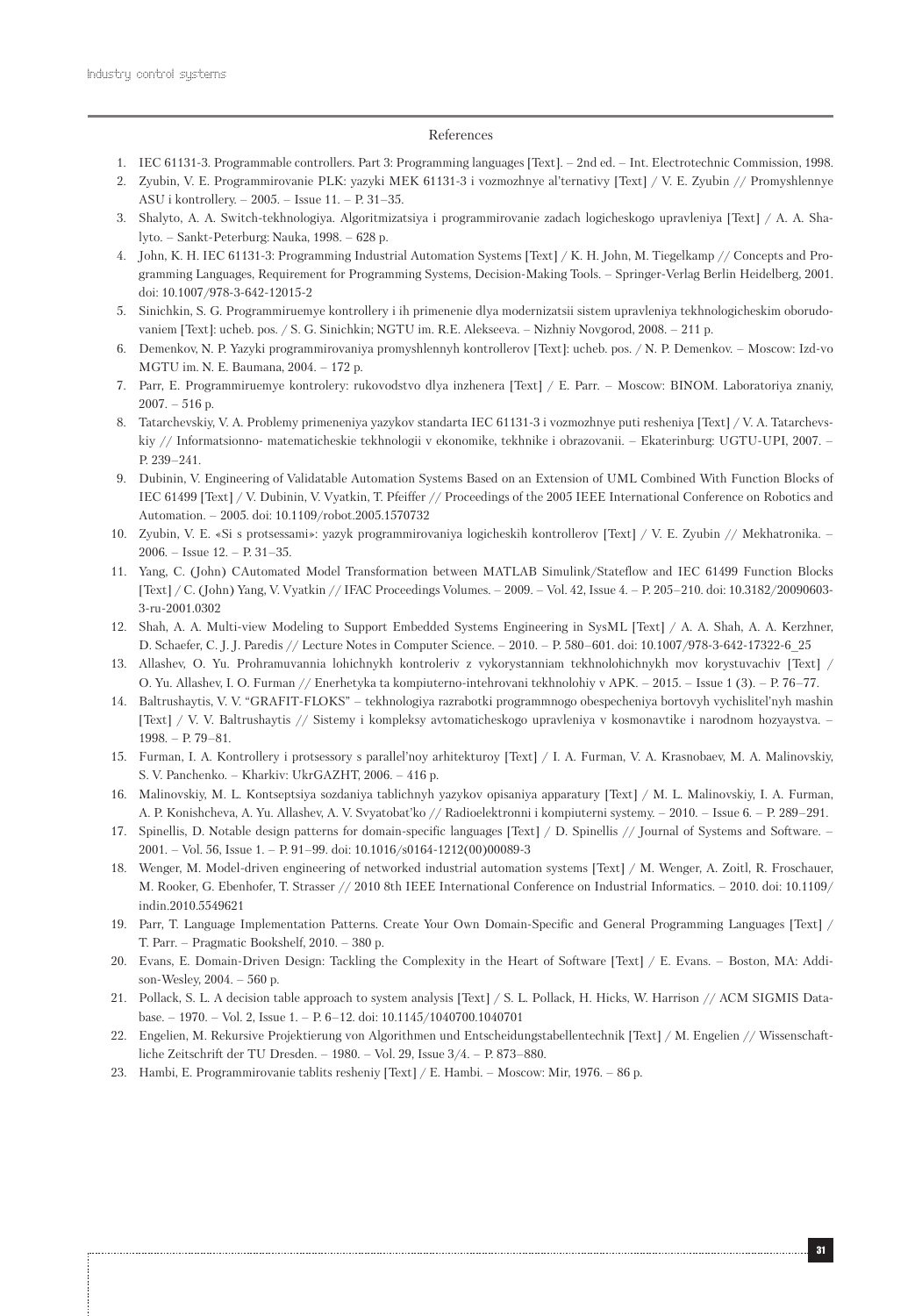## References

1. IEC 61131-3. Programmable controllers. Part 3: Programming languages [Text]. – 2nd ed. – Int. Electrotechnic Commission, 1998.
2. Zyubin, V. E. Programmirovanie PLK: yazyki MEK 61131-3 i vozmozhnye al'ternativy [Text] / V. E. Zyubin // Promyshlennye ASU i kontrollery. – 2005. – Issue 11. – P. 31–35.
3. Shalyto, A. A. Switch-tekhnologiya. Algoritmizatsiya i programmirovanie zadach logicheskogo upravleniya [Text] / A. A. Shalyto. – Sankt-Peterburg: Nauka, 1998. – 628 p.
4. John, K. H. IEC 61131-3: Programming Industrial Automation Systems [Text] / K. H. John, M. Tiegelkamp // Concepts and Programming Languages, Requirement for Programming Systems, Decision-Making Tools. – Springer-Verlag Berlin Heidelberg, 2001. doi: 10.1007/978-3-642-12015-2
5. Sinichkin, S. G. Programmiruemye kontrollery i ih primenenie dlya modernizatsii sistem upravleniya tekhnologicheskim oborudovaniem [Text]: ucheb. pos. / S. G. Sinichkin; NGTU im. R.E. Alekseeva. – Nizhniy Novgorod, 2008. – 211 p.
6. Demenkov, N. P. Yazyki programmirovaniya promyshlennyh kontrollerov [Text]: ucheb. pos. / N. P. Demenkov. – Moscow: Izd-vo MGTU im. N. E. Baumana, 2004. – 172 p.
7. Parr, E. Programmiruemye kontrolery: rukovodstvo dlya inzhenera [Text] / E. Parr. – Moscow: BINOM. Laboratoriya znaniy, 2007. – 516 p.
8. Tatarchevskiy, V. A. Problemy primeneniya yazykov standarta IEC 61131-3 i vozmozhnye puti resheniya [Text] / V. A. Tatarchevskiy // Informatsionno- matematicheskie tekhnologii v ekonomike, tekhnike i obrazovanii. – Ekaterinburg: UGTU-UPI, 2007. – P. 239–241.
9. Dubinin, V. Engineering of Validatable Automation Systems Based on an Extension of UML Combined With Function Blocks of IEC 61499 [Text] / V. Dubinin, V. Vyatkin, T. Pfeiffer // Proceedings of the 2005 IEEE International Conference on Robotics and Automation. – 2005. doi: 10.1109/robot.2005.1570732
10. Zyubin, V. E. «Si s protsessami»: yazyk programmirovaniya logicheskih kontrollerov [Text] / V. E. Zyubin // Mekhatronika. – 2006. – Issue 12. – P. 31–35.
11. Yang, C. (John) CAutomated Model Transformation between MATLAB Simulink/Stateflow and IEC 61499 Function Blocks [Text] / C. (John) Yang, V. Vyatkin // IFAC Proceedings Volumes. – 2009. – Vol. 42, Issue 4. – P. 205–210. doi: 10.3182/20090603-3-ru-2001.0302
12. Shah, A. A. Multi-view Modeling to Support Embedded Systems Engineering in SysML [Text] / A. A. Shah, A. A. Kerzhner, D. Schaefer, C. J. J. Paredis // Lecture Notes in Computer Science. – 2010. – P. 580–601. doi: 10.1007/978-3-642-17322-6_25
13. Allashev, O. Yu. Prohramuvannia lohichnykh kontroleriv z vykorystanniam tekhnolohichnykh mov korystuvachiv [Text] / O. Yu. Allashev, I. O. Furman // Enerhetyka ta kompiuterno-intehrovani tekhnolohiy v APK. – 2015. – Issue 1 (3). – P. 76–77.
14. Baltrushaytis, V. V. "GRAFIT-FLOKS" – tekhnologiya razrabotki programmnogo obespecheniya bortovyh vychislitel'nyh mashin [Text] / V. V. Baltrushaytis // Sistemy i kompleksy avtomaticheskogo upravleniya v kosmonavtike i narodnom hozyaystva. – 1998. – P. 79–81.
15. Furman, I. A. Kontrollery i protsessory s parallel'noy arhitekturoy [Text] / I. A. Furman, V. A. Krasnobaev, M. A. Malinovskiy, S. V. Panchenko. – Kharkiv: UkrGAZHT, 2006. – 416 p.
16. Malinovskiy, M. L. Kontseptsiya sozdaniya tablichnyh yazykov opisaniya apparatury [Text] / M. L. Malinovskiy, I. A. Furman, A. P. Konishcheva, A. Yu. Allashev, A. V. Svyatobat'ko // Radioelektronni i kompiuterni systemy. – 2010. – Issue 6. – P. 289–291.
17. Spinellis, D. Notable design patterns for domain-specific languages [Text] / D. Spinellis // Journal of Systems and Software. – 2001. – Vol. 56, Issue 1. – P. 91–99. doi: 10.1016/s0164-1212(00)00089-3
18. Wenger, M. Model-driven engineering of networked industrial automation systems [Text] / M. Wenger, A. Zoitl, R. Froschauer, M. Rooker, G. Ebenhofer, T. Strasser // 2010 8th IEEE International Conference on Industrial Informatics. – 2010. doi: 10.1109/indin.2010.5549621
19. Parr, T. Language Implementation Patterns. Create Your Own Domain-Specific and General Programming Languages [Text] / T. Parr. – Pragmatic Bookshelf, 2010. – 380 p.
20. Evans, E. Domain-Driven Design: Tackling the Complexity in the Heart of Software [Text] / E. Evans. – Boston, MA: Addison-Wesley, 2004. – 560 p.
21. Pollack, S. L. A decision table approach to system analysis [Text] / S. L. Pollack, H. Hicks, W. Harrison // ACM SIGMIS Database. – 1970. – Vol. 2, Issue 1. – P. 6–12. doi: 10.1145/1040700.1040701
22. Engelien, M. Rekursive Projektierung von Algorithmen und Entscheidungstabellentechnik [Text] / M. Engelien // Wissenschaftliche Zeitschrift der TU Dresden. – 1980. – Vol. 29, Issue 3/4. – P. 873–880.
23. Hambi, E. Programmirovanie tablits resheniy [Text] / E. Hambi. – Moscow: Mir, 1976. – 86 p.